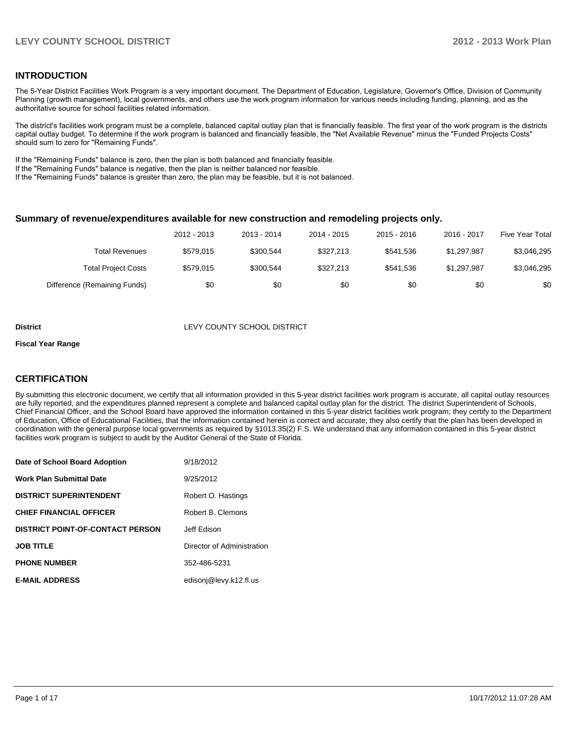## INTRODUCTION

The 5-Year District Facilities Work Program is a very important document. The Department of Education, Legislature, Governor's Office, Division of Community Planning (growth management), local governments, and others use the work program information for various needs including funding, planning, and as the authoritative source for school facilities related information.

The district's facilities work program must be a complete, balanced capital outlay plan that is financially feasible. The first year of the work program is the districts capital outlay budget. To determine if the work program is balanced and financially feasible, the "Net Available Revenue" minus the "Funded Projects Costs" should sum to zero for "Remaining Funds".

If the "Remaining Funds" balance is zero, then the plan is both balanced and financially feasible.
If the "Remaining Funds" balance is negative, then the plan is neither balanced nor feasible.
If the "Remaining Funds" balance is greater than zero, the plan may be feasible, but it is not balanced.

### Summary of revenue/expenditures available for new construction and remodeling projects only.

| | 2012 - 2013 | 2013 - 2014 | 2014 - 2015 | 2015 - 2016 | 2016 - 2017 | Five Year Total |
|---|---|---|---|---|---|---|
| Total Revenues | $579,015 | $300,544 | $327,213 | $541,536 | $1,297,987 | $3,046,295 |
| Total Project Costs | $579,015 | $300,544 | $327,213 | $541,536 | $1,297,987 | $3,046,295 |
| Difference (Remaining Funds) | $0 | $0 | $0 | $0 | $0 | $0 |

**District** LEVY COUNTY SCHOOL DISTRICT

**Fiscal Year Range**

## CERTIFICATION

By submitting this electronic document, we certify that all information provided in this 5-year district facilities work program is accurate, all capital outlay resources are fully reported, and the expenditures planned represent a complete and balanced capital outlay plan for the district. The district Superintendent of Schools, Chief Financial Officer, and the School Board have approved the information contained in this 5-year district facilities work program; they certify to the Department of Education, Office of Educational Facilities, that the information contained herein is correct and accurate; they also certify that the plan has been developed in coordination with the general purpose local governments as required by §1013.35(2) F.S. We understand that any information contained in this 5-year district facilities work program is subject to audit by the Auditor General of the State of Florida.

| | |
|---|---|
| **Date of School Board Adoption** | 9/18/2012 |
| **Work Plan Submittal Date** | 9/25/2012 |
| **DISTRICT SUPERINTENDENT** | Robert O. Hastings |
| **CHIEF FINANCIAL OFFICER** | Robert B. Clemons |
| **DISTRICT POINT-OF-CONTACT PERSON** | Jeff Edison |
| **JOB TITLE** | Director of Administration |
| **PHONE NUMBER** | 352-486-5231 |
| **E-MAIL ADDRESS** | edisonj@levy.k12.fl.us |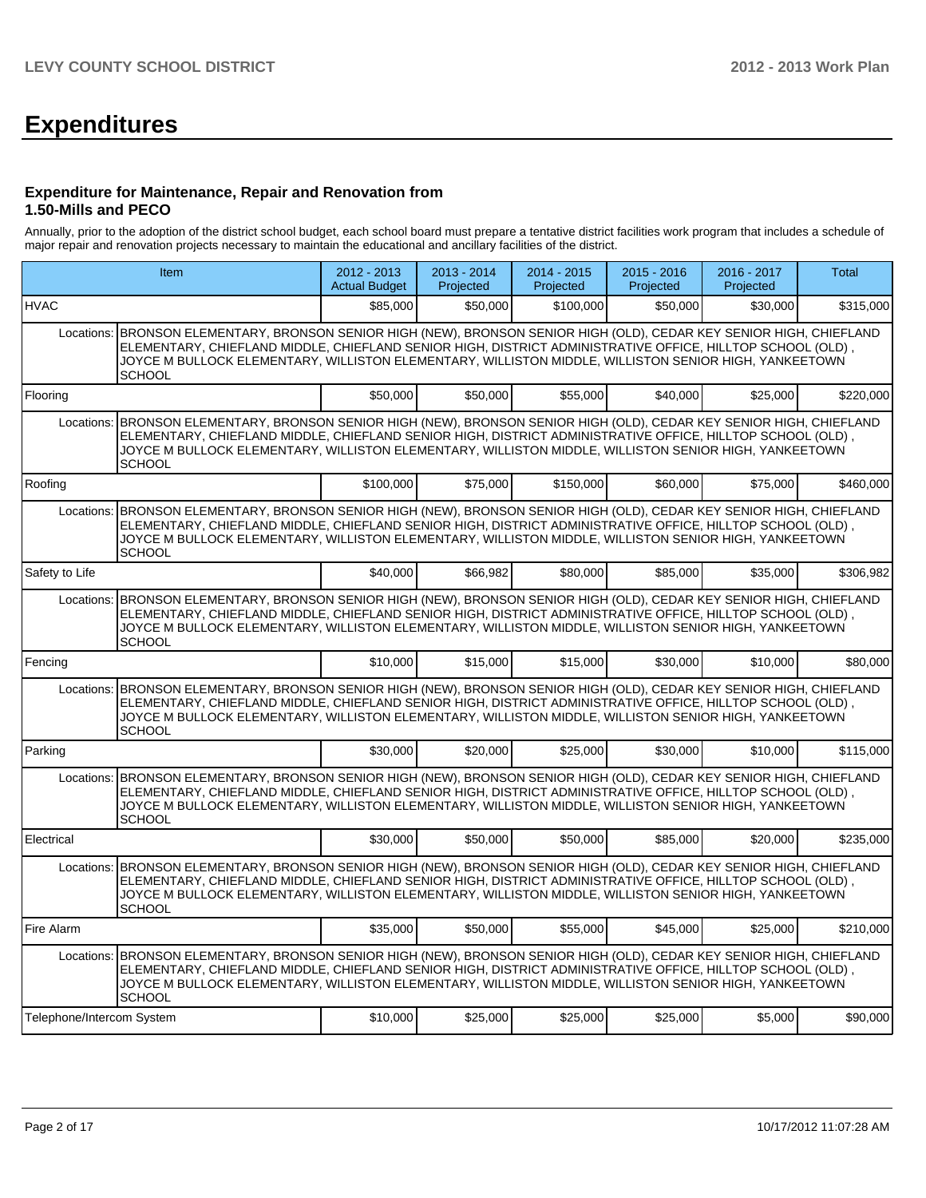# Expenditures

### Expenditure for Maintenance, Repair and Renovation from 1.50-Mills and PECO

Annually, prior to the adoption of the district school budget, each school board must prepare a tentative district facilities work program that includes a schedule of major repair and renovation projects necessary to maintain the educational and ancillary facilities of the district.

| Item | | 2012 - 2013 Actual Budget | 2013 - 2014 Projected | 2014 - 2015 Projected | 2015 - 2016 Projected | 2016 - 2017 Projected | Total |
|---|---|---|---|---|---|---|---|
| HVAC | | $85,000 | $50,000 | $100,000 | $50,000 | $30,000 | $315,000 |
| Locations: | BRONSON ELEMENTARY, BRONSON SENIOR HIGH (NEW), BRONSON SENIOR HIGH (OLD), CEDAR KEY SENIOR HIGH, CHIEFLAND ELEMENTARY, CHIEFLAND MIDDLE, CHIEFLAND SENIOR HIGH, DISTRICT ADMINISTRATIVE OFFICE, HILLTOP SCHOOL (OLD) , JOYCE M BULLOCK ELEMENTARY, WILLISTON ELEMENTARY, WILLISTON MIDDLE, WILLISTON SENIOR HIGH, YANKEETOWN SCHOOL | | | | | | |
| Flooring | | $50,000 | $50,000 | $55,000 | $40,000 | $25,000 | $220,000 |
| Locations: | BRONSON ELEMENTARY, BRONSON SENIOR HIGH (NEW), BRONSON SENIOR HIGH (OLD), CEDAR KEY SENIOR HIGH, CHIEFLAND ELEMENTARY, CHIEFLAND MIDDLE, CHIEFLAND SENIOR HIGH, DISTRICT ADMINISTRATIVE OFFICE, HILLTOP SCHOOL (OLD) , JOYCE M BULLOCK ELEMENTARY, WILLISTON ELEMENTARY, WILLISTON MIDDLE, WILLISTON SENIOR HIGH, YANKEETOWN SCHOOL | | | | | | |
| Roofing | | $100,000 | $75,000 | $150,000 | $60,000 | $75,000 | $460,000 |
| Locations: | BRONSON ELEMENTARY, BRONSON SENIOR HIGH (NEW), BRONSON SENIOR HIGH (OLD), CEDAR KEY SENIOR HIGH, CHIEFLAND ELEMENTARY, CHIEFLAND MIDDLE, CHIEFLAND SENIOR HIGH, DISTRICT ADMINISTRATIVE OFFICE, HILLTOP SCHOOL (OLD) , JOYCE M BULLOCK ELEMENTARY, WILLISTON ELEMENTARY, WILLISTON MIDDLE, WILLISTON SENIOR HIGH, YANKEETOWN SCHOOL | | | | | | |
| Safety to Life | | $40,000 | $66,982 | $80,000 | $85,000 | $35,000 | $306,982 |
| Locations: | BRONSON ELEMENTARY, BRONSON SENIOR HIGH (NEW), BRONSON SENIOR HIGH (OLD), CEDAR KEY SENIOR HIGH, CHIEFLAND ELEMENTARY, CHIEFLAND MIDDLE, CHIEFLAND SENIOR HIGH, DISTRICT ADMINISTRATIVE OFFICE, HILLTOP SCHOOL (OLD) , JOYCE M BULLOCK ELEMENTARY, WILLISTON ELEMENTARY, WILLISTON MIDDLE, WILLISTON SENIOR HIGH, YANKEETOWN SCHOOL | | | | | | |
| Fencing | | $10,000 | $15,000 | $15,000 | $30,000 | $10,000 | $80,000 |
| Locations: | BRONSON ELEMENTARY, BRONSON SENIOR HIGH (NEW), BRONSON SENIOR HIGH (OLD), CEDAR KEY SENIOR HIGH, CHIEFLAND ELEMENTARY, CHIEFLAND MIDDLE, CHIEFLAND SENIOR HIGH, DISTRICT ADMINISTRATIVE OFFICE, HILLTOP SCHOOL (OLD) , JOYCE M BULLOCK ELEMENTARY, WILLISTON ELEMENTARY, WILLISTON MIDDLE, WILLISTON SENIOR HIGH, YANKEETOWN SCHOOL | | | | | | |
| Parking | | $30,000 | $20,000 | $25,000 | $30,000 | $10,000 | $115,000 |
| Locations: | BRONSON ELEMENTARY, BRONSON SENIOR HIGH (NEW), BRONSON SENIOR HIGH (OLD), CEDAR KEY SENIOR HIGH, CHIEFLAND ELEMENTARY, CHIEFLAND MIDDLE, CHIEFLAND SENIOR HIGH, DISTRICT ADMINISTRATIVE OFFICE, HILLTOP SCHOOL (OLD) , JOYCE M BULLOCK ELEMENTARY, WILLISTON ELEMENTARY, WILLISTON MIDDLE, WILLISTON SENIOR HIGH, YANKEETOWN SCHOOL | | | | | | |
| Electrical | | $30,000 | $50,000 | $50,000 | $85,000 | $20,000 | $235,000 |
| Locations: | BRONSON ELEMENTARY, BRONSON SENIOR HIGH (NEW), BRONSON SENIOR HIGH (OLD), CEDAR KEY SENIOR HIGH, CHIEFLAND ELEMENTARY, CHIEFLAND MIDDLE, CHIEFLAND SENIOR HIGH, DISTRICT ADMINISTRATIVE OFFICE, HILLTOP SCHOOL (OLD) , JOYCE M BULLOCK ELEMENTARY, WILLISTON ELEMENTARY, WILLISTON MIDDLE, WILLISTON SENIOR HIGH, YANKEETOWN SCHOOL | | | | | | |
| Fire Alarm | | $35,000 | $50,000 | $55,000 | $45,000 | $25,000 | $210,000 |
| Locations: | BRONSON ELEMENTARY, BRONSON SENIOR HIGH (NEW), BRONSON SENIOR HIGH (OLD), CEDAR KEY SENIOR HIGH, CHIEFLAND ELEMENTARY, CHIEFLAND MIDDLE, CHIEFLAND SENIOR HIGH, DISTRICT ADMINISTRATIVE OFFICE, HILLTOP SCHOOL (OLD) , JOYCE M BULLOCK ELEMENTARY, WILLISTON ELEMENTARY, WILLISTON MIDDLE, WILLISTON SENIOR HIGH, YANKEETOWN SCHOOL | | | | | | |
| Telephone/Intercom System | | $10,000 | $25,000 | $25,000 | $25,000 | $5,000 | $90,000 |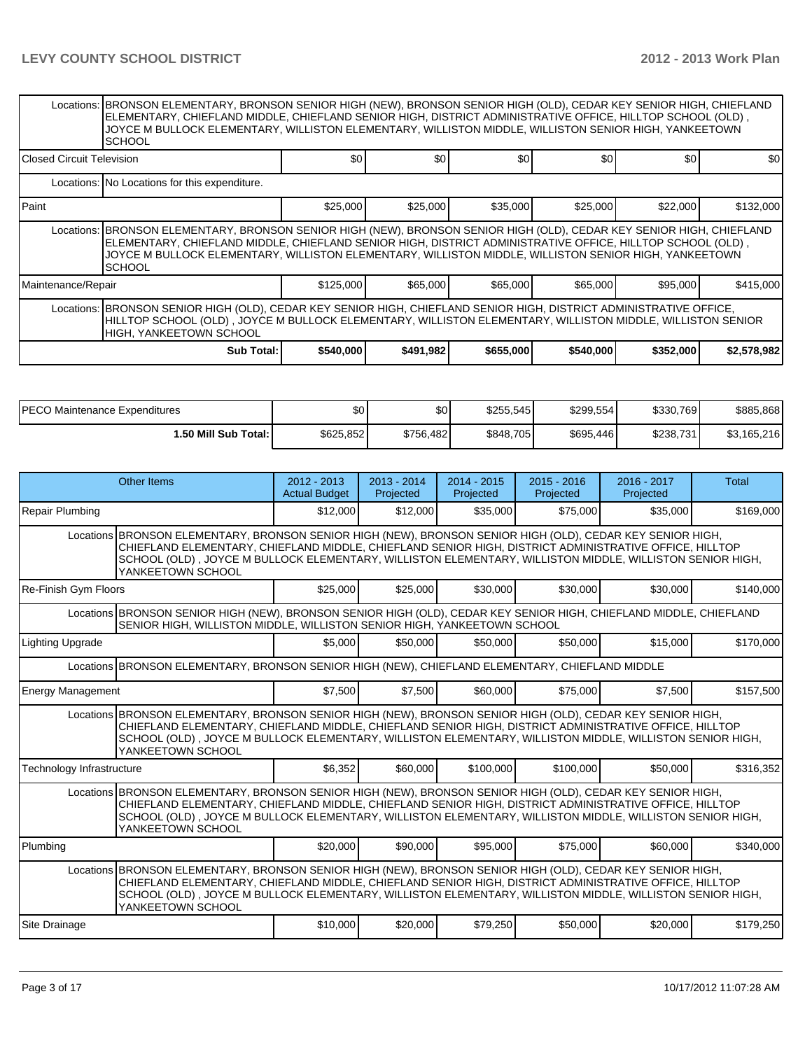| | | | | | | |
|---|---|---|---|---|---|---|
| Locations: | BRONSON ELEMENTARY, BRONSON SENIOR HIGH (NEW), BRONSON SENIOR HIGH (OLD), CEDAR KEY SENIOR HIGH, CHIEFLAND ELEMENTARY, CHIEFLAND MIDDLE, CHIEFLAND SENIOR HIGH, DISTRICT ADMINISTRATIVE OFFICE, HILLTOP SCHOOL (OLD) , JOYCE M BULLOCK ELEMENTARY, WILLISTON ELEMENTARY, WILLISTON MIDDLE, WILLISTON SENIOR HIGH, YANKEETOWN SCHOOL | | | | | |
| Closed Circuit Television | | $0 | $0 | $0 | $0 | $0 | $0 |
| Locations: | No Locations for this expenditure. | | | | | |
| Paint | | $25,000 | $25,000 | $35,000 | $25,000 | $22,000 | $132,000 |
| Locations: | BRONSON ELEMENTARY, BRONSON SENIOR HIGH (NEW), BRONSON SENIOR HIGH (OLD), CEDAR KEY SENIOR HIGH, CHIEFLAND ELEMENTARY, CHIEFLAND MIDDLE, CHIEFLAND SENIOR HIGH, DISTRICT ADMINISTRATIVE OFFICE, HILLTOP SCHOOL (OLD) , JOYCE M BULLOCK ELEMENTARY, WILLISTON ELEMENTARY, WILLISTON MIDDLE, WILLISTON SENIOR HIGH, YANKEETOWN SCHOOL | | | | | |
| Maintenance/Repair | | $125,000 | $65,000 | $65,000 | $65,000 | $95,000 | $415,000 |
| Locations: | BRONSON SENIOR HIGH (OLD), CEDAR KEY SENIOR HIGH, CHIEFLAND SENIOR HIGH, DISTRICT ADMINISTRATIVE OFFICE, HILLTOP SCHOOL (OLD) , JOYCE M BULLOCK ELEMENTARY, WILLISTON ELEMENTARY, WILLISTON MIDDLE, WILLISTON SENIOR HIGH, YANKEETOWN SCHOOL | | | | | |
| | Sub Total: | $540,000 | $491,982 | $655,000 | $540,000 | $352,000 | $2,578,982 |

| | | | | | | |
|---|---|---|---|---|---|---|
| PECO Maintenance Expenditures | $0 | $0 | $255,545 | $299,554 | $330,769 | $885,868 |
| 1.50 Mill Sub Total: | $625,852 | $756,482 | $848,705 | $695,446 | $238,731 | $3,165,216 |

| Other Items | | 2012 - 2013 Actual Budget | 2013 - 2014 Projected | 2014 - 2015 Projected | 2015 - 2016 Projected | 2016 - 2017 Projected | Total |
|---|---|---|---|---|---|---|---|
| Repair Plumbing | | $12,000 | $12,000 | $35,000 | $75,000 | $35,000 | $169,000 |
| Locations | BRONSON ELEMENTARY, BRONSON SENIOR HIGH (NEW), BRONSON SENIOR HIGH (OLD), CEDAR KEY SENIOR HIGH, CHIEFLAND ELEMENTARY, CHIEFLAND MIDDLE, CHIEFLAND SENIOR HIGH, DISTRICT ADMINISTRATIVE OFFICE, HILLTOP SCHOOL (OLD) , JOYCE M BULLOCK ELEMENTARY, WILLISTON ELEMENTARY, WILLISTON MIDDLE, WILLISTON SENIOR HIGH, YANKEETOWN SCHOOL | | | | | | |
| Re-Finish Gym Floors | | $25,000 | $25,000 | $30,000 | $30,000 | $30,000 | $140,000 |
| Locations | BRONSON SENIOR HIGH (NEW), BRONSON SENIOR HIGH (OLD), CEDAR KEY SENIOR HIGH, CHIEFLAND MIDDLE, CHIEFLAND SENIOR HIGH, WILLISTON MIDDLE, WILLISTON SENIOR HIGH, YANKEETOWN SCHOOL | | | | | | |
| Lighting Upgrade | | $5,000 | $50,000 | $50,000 | $50,000 | $15,000 | $170,000 |
| Locations | BRONSON ELEMENTARY, BRONSON SENIOR HIGH (NEW), CHIEFLAND ELEMENTARY, CHIEFLAND MIDDLE | | | | | | |
| Energy Management | | $7,500 | $7,500 | $60,000 | $75,000 | $7,500 | $157,500 |
| Locations | BRONSON ELEMENTARY, BRONSON SENIOR HIGH (NEW), BRONSON SENIOR HIGH (OLD), CEDAR KEY SENIOR HIGH, CHIEFLAND ELEMENTARY, CHIEFLAND MIDDLE, CHIEFLAND SENIOR HIGH, DISTRICT ADMINISTRATIVE OFFICE, HILLTOP SCHOOL (OLD) , JOYCE M BULLOCK ELEMENTARY, WILLISTON ELEMENTARY, WILLISTON MIDDLE, WILLISTON SENIOR HIGH, YANKEETOWN SCHOOL | | | | | | |
| Technology Infrastructure | | $6,352 | $60,000 | $100,000 | $100,000 | $50,000 | $316,352 |
| Locations | BRONSON ELEMENTARY, BRONSON SENIOR HIGH (NEW), BRONSON SENIOR HIGH (OLD), CEDAR KEY SENIOR HIGH, CHIEFLAND ELEMENTARY, CHIEFLAND MIDDLE, CHIEFLAND SENIOR HIGH, DISTRICT ADMINISTRATIVE OFFICE, HILLTOP SCHOOL (OLD) , JOYCE M BULLOCK ELEMENTARY, WILLISTON ELEMENTARY, WILLISTON MIDDLE, WILLISTON SENIOR HIGH, YANKEETOWN SCHOOL | | | | | | |
| Plumbing | | $20,000 | $90,000 | $95,000 | $75,000 | $60,000 | $340,000 |
| Locations | BRONSON ELEMENTARY, BRONSON SENIOR HIGH (NEW), BRONSON SENIOR HIGH (OLD), CEDAR KEY SENIOR HIGH, CHIEFLAND ELEMENTARY, CHIEFLAND MIDDLE, CHIEFLAND SENIOR HIGH, DISTRICT ADMINISTRATIVE OFFICE, HILLTOP SCHOOL (OLD) , JOYCE M BULLOCK ELEMENTARY, WILLISTON ELEMENTARY, WILLISTON MIDDLE, WILLISTON SENIOR HIGH, YANKEETOWN SCHOOL | | | | | | |
| Site Drainage | | $10,000 | $20,000 | $79,250 | $50,000 | $20,000 | $179,250 |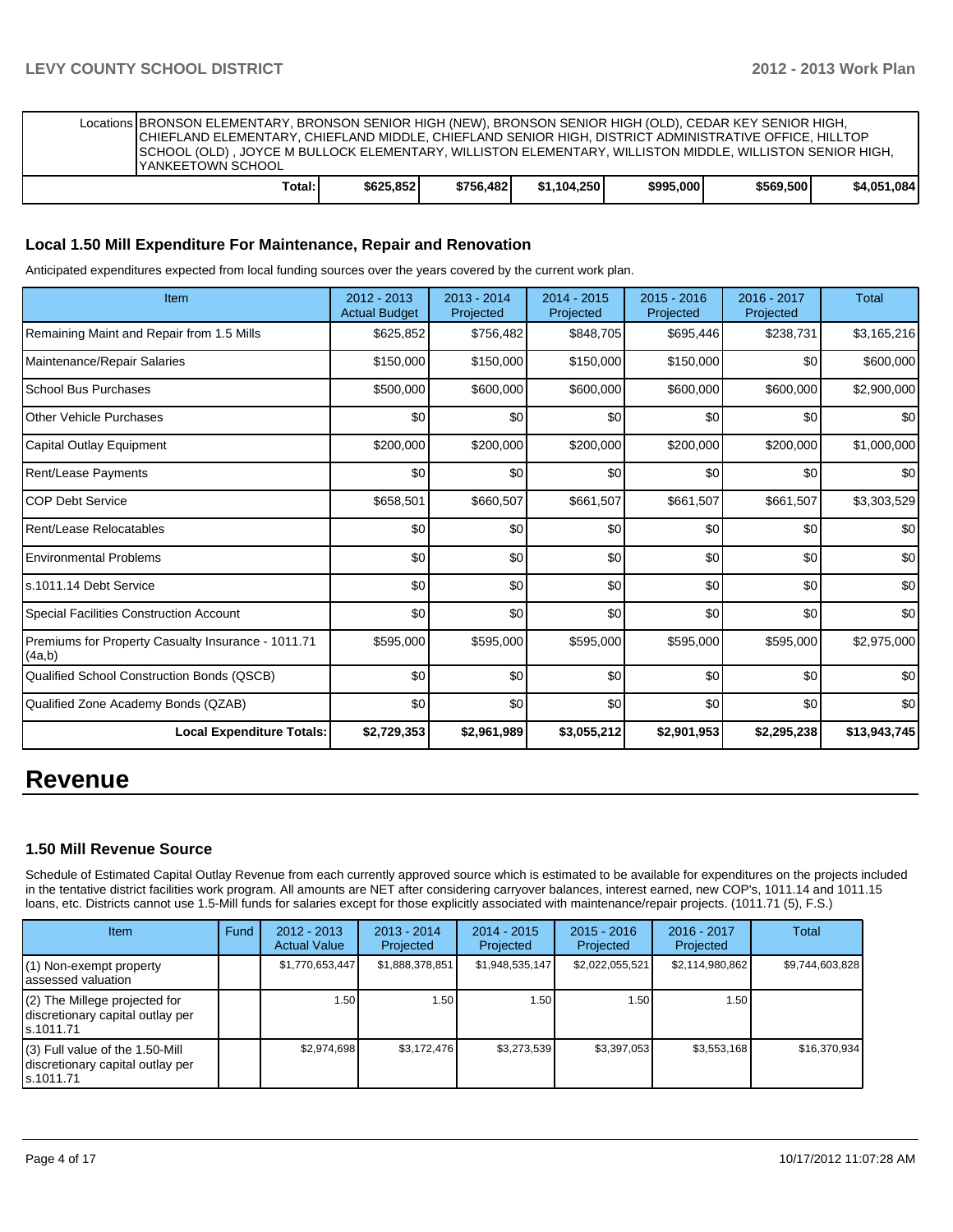| Locations | BRONSON ELEMENTARY, BRONSON SENIOR HIGH (NEW), BRONSON SENIOR HIGH (OLD), CEDAR KEY SENIOR HIGH, CHIEFLAND ELEMENTARY, CHIEFLAND MIDDLE, CHIEFLAND SENIOR HIGH, DISTRICT ADMINISTRATIVE OFFICE, HILLTOP SCHOOL (OLD) , JOYCE M BULLOCK ELEMENTARY, WILLISTON ELEMENTARY, WILLISTON MIDDLE, WILLISTON SENIOR HIGH, YANKEETOWN SCHOOL | | | | | |
|---|---|---|---|---|---|---|
| | Total: | $625,852 | $756,482 | $1,104,250 | $995,000 | $569,500 | $4,051,084 |

### Local 1.50 Mill Expenditure For Maintenance, Repair and Renovation

Anticipated expenditures expected from local funding sources over the years covered by the current work plan.

| Item | 2012 - 2013 Actual Budget | 2013 - 2014 Projected | 2014 - 2015 Projected | 2015 - 2016 Projected | 2016 - 2017 Projected | Total |
|---|---|---|---|---|---|---|
| Remaining Maint and Repair from 1.5 Mills | $625,852 | $756,482 | $848,705 | $695,446 | $238,731 | $3,165,216 |
| Maintenance/Repair Salaries | $150,000 | $150,000 | $150,000 | $150,000 | $0 | $600,000 |
| School Bus Purchases | $500,000 | $600,000 | $600,000 | $600,000 | $600,000 | $2,900,000 |
| Other Vehicle Purchases | $0 | $0 | $0 | $0 | $0 | $0 |
| Capital Outlay Equipment | $200,000 | $200,000 | $200,000 | $200,000 | $200,000 | $1,000,000 |
| Rent/Lease Payments | $0 | $0 | $0 | $0 | $0 | $0 |
| COP Debt Service | $658,501 | $660,507 | $661,507 | $661,507 | $661,507 | $3,303,529 |
| Rent/Lease Relocatables | $0 | $0 | $0 | $0 | $0 | $0 |
| Environmental Problems | $0 | $0 | $0 | $0 | $0 | $0 |
| s.1011.14 Debt Service | $0 | $0 | $0 | $0 | $0 | $0 |
| Special Facilities Construction Account | $0 | $0 | $0 | $0 | $0 | $0 |
| Premiums for Property Casualty Insurance - 1011.71 (4a,b) | $595,000 | $595,000 | $595,000 | $595,000 | $595,000 | $2,975,000 |
| Qualified School Construction Bonds (QSCB) | $0 | $0 | $0 | $0 | $0 | $0 |
| Qualified Zone Academy Bonds (QZAB) | $0 | $0 | $0 | $0 | $0 | $0 |
| **Local Expenditure Totals:** | **$2,729,353** | **$2,961,989** | **$3,055,212** | **$2,901,953** | **$2,295,238** | **$13,943,745** |

# Revenue

### 1.50 Mill Revenue Source

Schedule of Estimated Capital Outlay Revenue from each currently approved source which is estimated to be available for expenditures on the projects included in the tentative district facilities work program. All amounts are NET after considering carryover balances, interest earned, new COP's, 1011.14 and 1011.15 loans, etc. Districts cannot use 1.5-Mill funds for salaries except for those explicitly associated with maintenance/repair projects. (1011.71 (5), F.S.)

| Item | Fund | 2012 - 2013 Actual Value | 2013 - 2014 Projected | 2014 - 2015 Projected | 2015 - 2016 Projected | 2016 - 2017 Projected | Total |
|---|---|---|---|---|---|---|---|
| (1) Non-exempt property assessed valuation | | $1,770,653,447 | $1,888,378,851 | $1,948,535,147 | $2,022,055,521 | $2,114,980,862 | $9,744,603,828 |
| (2) The Millege projected for discretionary capital outlay per s.1011.71 | | 1.50 | 1.50 | 1.50 | 1.50 | 1.50 | |
| (3) Full value of the 1.50-Mill discretionary capital outlay per s.1011.71 | | $2,974,698 | $3,172,476 | $3,273,539 | $3,397,053 | $3,553,168 | $16,370,934 |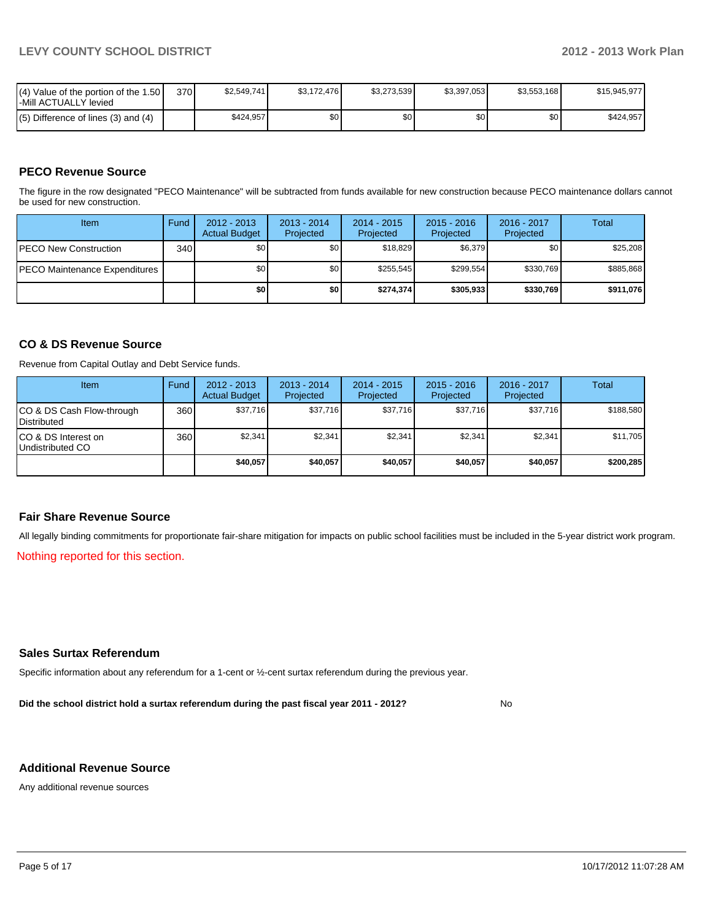| (4) Value of the portion of the 1.50 -Mill ACTUALLY levied | 370 | $2,549,741 | $3,172,476 | $3,273,539 | $3,397,053 | $3,553,168 | $15,945,977 |
|---|---|---|---|---|---|---|---|
| (5) Difference of lines (3) and (4) | | $424,957 | $0 | $0 | $0 | $0 | $424,957 |

## PECO Revenue Source

The figure in the row designated "PECO Maintenance" will be subtracted from funds available for new construction because PECO maintenance dollars cannot be used for new construction.

| Item | Fund | 2012 - 2013 Actual Budget | 2013 - 2014 Projected | 2014 - 2015 Projected | 2015 - 2016 Projected | 2016 - 2017 Projected | Total |
|---|---|---|---|---|---|---|---|
| PECO New Construction | 340 | $0 | $0 | $18,829 | $6,379 | $0 | $25,208 |
| PECO Maintenance Expenditures | | $0 | $0 | $255,545 | $299,554 | $330,769 | $885,868 |
| | | **$0** | **$0** | **$274,374** | **$305,933** | **$330,769** | **$911,076** |

## CO & DS Revenue Source

Revenue from Capital Outlay and Debt Service funds.

| Item | Fund | 2012 - 2013 Actual Budget | 2013 - 2014 Projected | 2014 - 2015 Projected | 2015 - 2016 Projected | 2016 - 2017 Projected | Total |
|---|---|---|---|---|---|---|---|
| CO & DS Cash Flow-through Distributed | 360 | $37,716 | $37,716 | $37,716 | $37,716 | $37,716 | $188,580 |
| CO & DS Interest on Undistributed CO | 360 | $2,341 | $2,341 | $2,341 | $2,341 | $2,341 | $11,705 |
| | | **$40,057** | **$40,057** | **$40,057** | **$40,057** | **$40,057** | **$200,285** |

## Fair Share Revenue Source

All legally binding commitments for proportionate fair-share mitigation for impacts on public school facilities must be included in the 5-year district work program.

Nothing reported for this section.

## Sales Surtax Referendum

Specific information about any referendum for a 1-cent or ½-cent surtax referendum during the previous year.

**Did the school district hold a surtax referendum during the past fiscal year 2011 - 2012?** No

## Additional Revenue Source

Any additional revenue sources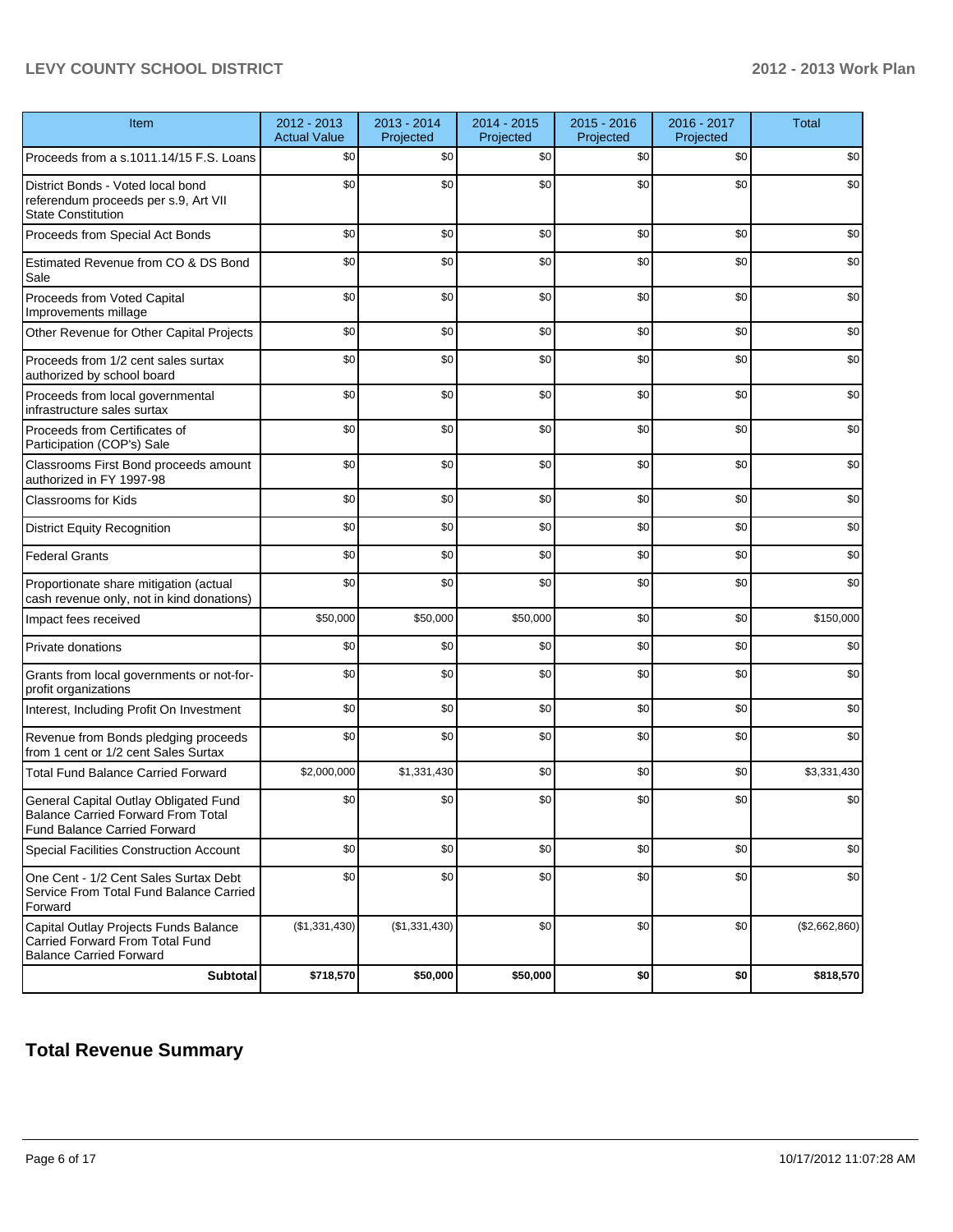| Item | 2012 - 2013 Actual Value | 2013 - 2014 Projected | 2014 - 2015 Projected | 2015 - 2016 Projected | 2016 - 2017 Projected | Total |
|---|---|---|---|---|---|---|
| Proceeds from a s.1011.14/15 F.S. Loans | $0 | $0 | $0 | $0 | $0 | $0 |
| District Bonds - Voted local bond referendum proceeds per s.9, Art VII State Constitution | $0 | $0 | $0 | $0 | $0 | $0 |
| Proceeds from Special Act Bonds | $0 | $0 | $0 | $0 | $0 | $0 |
| Estimated Revenue from CO & DS Bond Sale | $0 | $0 | $0 | $0 | $0 | $0 |
| Proceeds from Voted Capital Improvements millage | $0 | $0 | $0 | $0 | $0 | $0 |
| Other Revenue for Other Capital Projects | $0 | $0 | $0 | $0 | $0 | $0 |
| Proceeds from 1/2 cent sales surtax authorized by school board | $0 | $0 | $0 | $0 | $0 | $0 |
| Proceeds from local governmental infrastructure sales surtax | $0 | $0 | $0 | $0 | $0 | $0 |
| Proceeds from Certificates of Participation (COP's) Sale | $0 | $0 | $0 | $0 | $0 | $0 |
| Classrooms First Bond proceeds amount authorized in FY 1997-98 | $0 | $0 | $0 | $0 | $0 | $0 |
| Classrooms for Kids | $0 | $0 | $0 | $0 | $0 | $0 |
| District Equity Recognition | $0 | $0 | $0 | $0 | $0 | $0 |
| Federal Grants | $0 | $0 | $0 | $0 | $0 | $0 |
| Proportionate share mitigation (actual cash revenue only, not in kind donations) | $0 | $0 | $0 | $0 | $0 | $0 |
| Impact fees received | $50,000 | $50,000 | $50,000 | $0 | $0 | $150,000 |
| Private donations | $0 | $0 | $0 | $0 | $0 | $0 |
| Grants from local governments or not-for-profit organizations | $0 | $0 | $0 | $0 | $0 | $0 |
| Interest, Including Profit On Investment | $0 | $0 | $0 | $0 | $0 | $0 |
| Revenue from Bonds pledging proceeds from 1 cent or 1/2 cent Sales Surtax | $0 | $0 | $0 | $0 | $0 | $0 |
| Total Fund Balance Carried Forward | $2,000,000 | $1,331,430 | $0 | $0 | $0 | $3,331,430 |
| General Capital Outlay Obligated Fund Balance Carried Forward From Total Fund Balance Carried Forward | $0 | $0 | $0 | $0 | $0 | $0 |
| Special Facilities Construction Account | $0 | $0 | $0 | $0 | $0 | $0 |
| One Cent - 1/2 Cent Sales Surtax Debt Service From Total Fund Balance Carried Forward | $0 | $0 | $0 | $0 | $0 | $0 |
| Capital Outlay Projects Funds Balance Carried Forward From Total Fund Balance Carried Forward | ($1,331,430) | ($1,331,430) | $0 | $0 | $0 | ($2,662,860) |
| **Subtotal** | **$718,570** | **$50,000** | **$50,000** | **$0** | **$0** | **$818,570** |

## Total Revenue Summary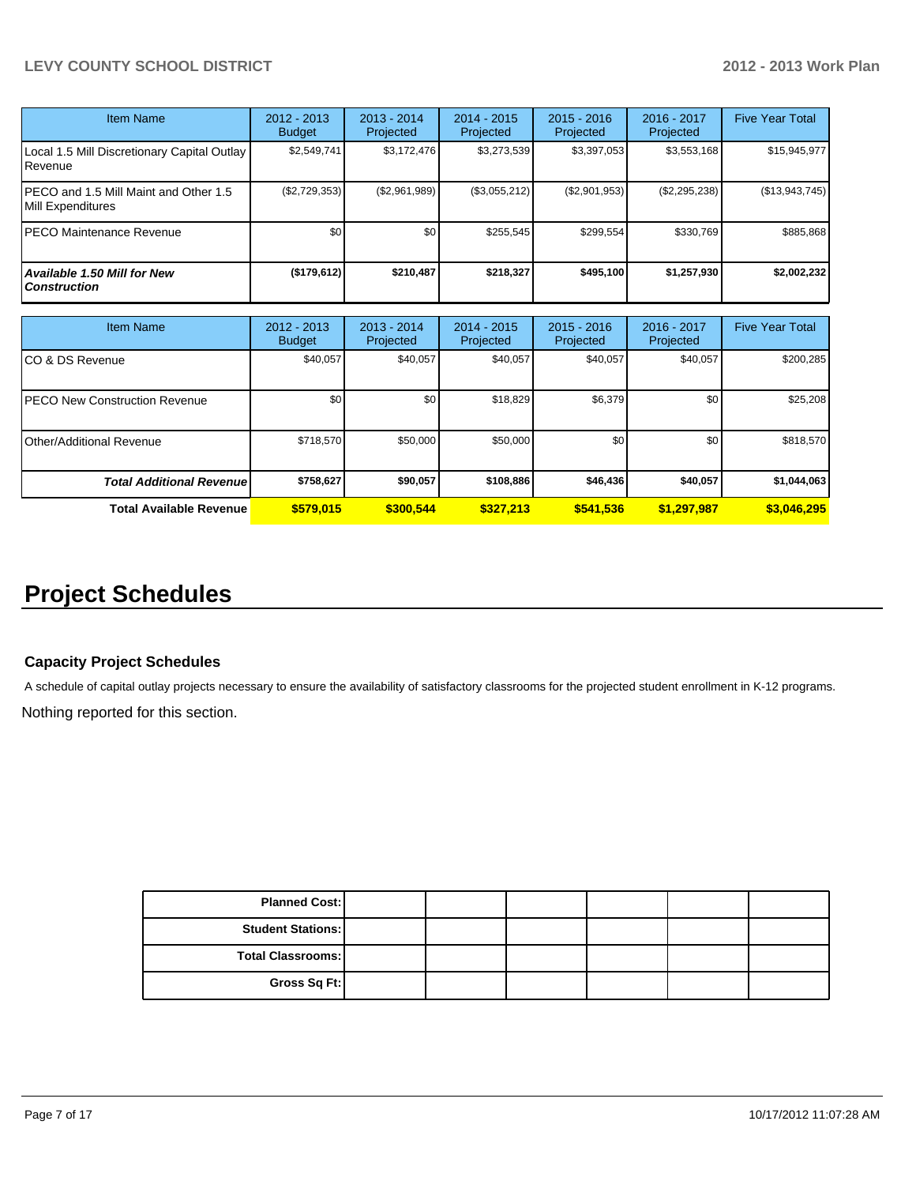| Item Name | 2012 - 2013 Budget | 2013 - 2014 Projected | 2014 - 2015 Projected | 2015 - 2016 Projected | 2016 - 2017 Projected | Five Year Total |
|---|---|---|---|---|---|---|
| Local 1.5 Mill Discretionary Capital Outlay Revenue | $2,549,741 | $3,172,476 | $3,273,539 | $3,397,053 | $3,553,168 | $15,945,977 |
| PECO and 1.5 Mill Maint and Other 1.5 Mill Expenditures | ($2,729,353) | ($2,961,989) | ($3,055,212) | ($2,901,953) | ($2,295,238) | ($13,943,745) |
| PECO Maintenance Revenue | $0 | $0 | $255,545 | $299,554 | $330,769 | $885,868 |
| ***Available 1.50 Mill for New Construction*** | **($179,612)** | **$210,487** | **$218,327** | **$495,100** | **$1,257,930** | **$2,002,232** |

| Item Name | 2012 - 2013 Budget | 2013 - 2014 Projected | 2014 - 2015 Projected | 2015 - 2016 Projected | 2016 - 2017 Projected | Five Year Total |
|---|---|---|---|---|---|---|
| CO & DS Revenue | $40,057 | $40,057 | $40,057 | $40,057 | $40,057 | $200,285 |
| PECO New Construction Revenue | $0 | $0 | $18,829 | $6,379 | $0 | $25,208 |
| Other/Additional Revenue | $718,570 | $50,000 | $50,000 | $0 | $0 | $818,570 |
| ***Total Additional Revenue*** | **$758,627** | **$90,057** | **$108,886** | **$46,436** | **$40,057** | **$1,044,063** |
| **Total Available Revenue** | **$579,015** | **$300,544** | **$327,213** | **$541,536** | **$1,297,987** | **$3,046,295** |

# Project Schedules

### Capacity Project Schedules

A schedule of capital outlay projects necessary to ensure the availability of satisfactory classrooms for the projected student enrollment in K-12 programs.

Nothing reported for this section.

| | | | | | | |
|---|---|---|---|---|---|---|
| **Planned Cost:** | | | | | | |
| **Student Stations:** | | | | | | |
| **Total Classrooms:** | | | | | | |
| **Gross Sq Ft:** | | | | | | |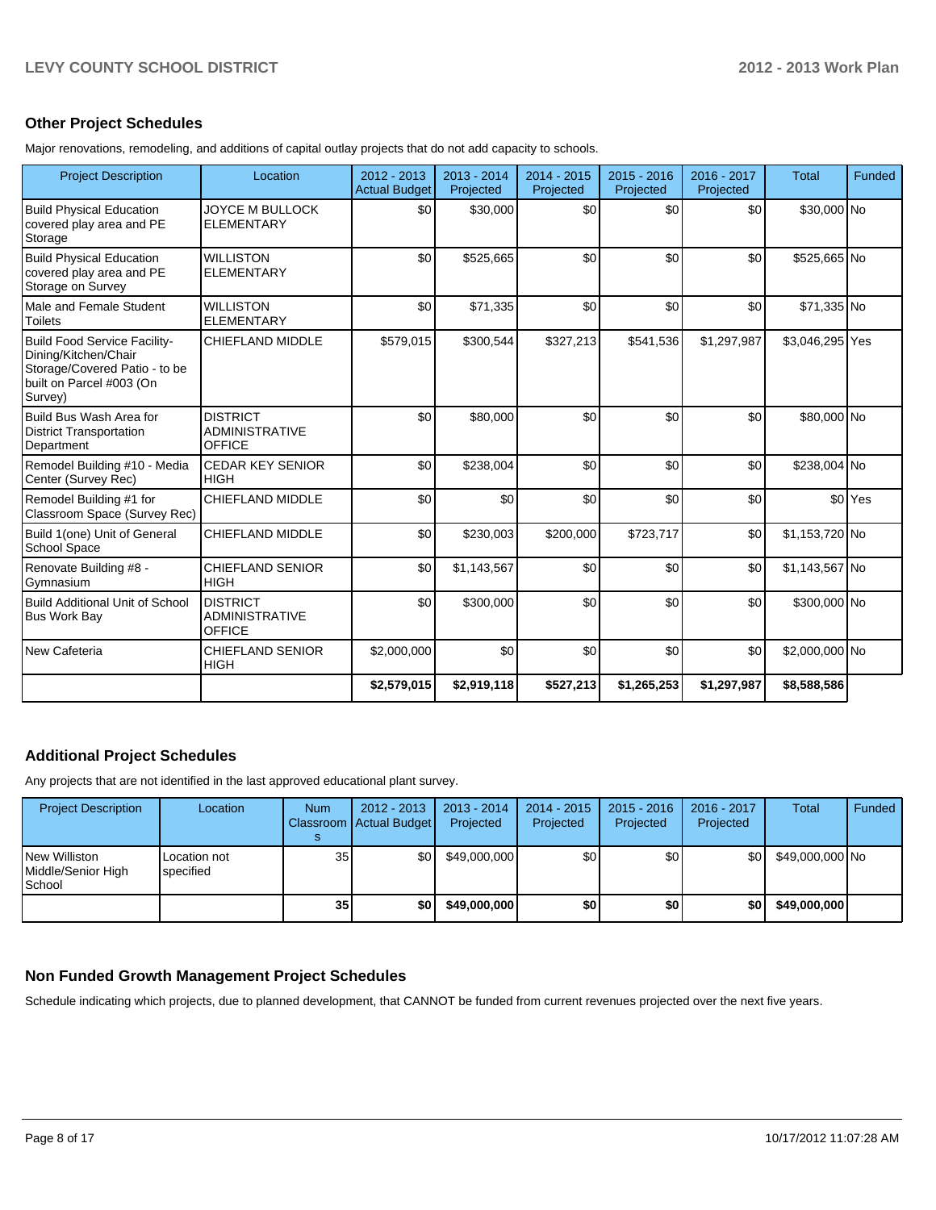## Other Project Schedules

Major renovations, remodeling, and additions of capital outlay projects that do not add capacity to schools.

| Project Description | Location | 2012 - 2013 Actual Budget | 2013 - 2014 Projected | 2014 - 2015 Projected | 2015 - 2016 Projected | 2016 - 2017 Projected | Total | Funded |
|---|---|---|---|---|---|---|---|---|
| Build Physical Education covered play area and PE Storage | JOYCE M BULLOCK ELEMENTARY | $0 | $30,000 | $0 | $0 | $0 | $30,000 | No |
| Build Physical Education covered play area and PE Storage on Survey | WILLISTON ELEMENTARY | $0 | $525,665 | $0 | $0 | $0 | $525,665 | No |
| Male and Female Student Toilets | WILLISTON ELEMENTARY | $0 | $71,335 | $0 | $0 | $0 | $71,335 | No |
| Build Food Service Facility- Dining/Kitchen/Chair Storage/Covered Patio - to be built on Parcel #003 (On Survey) | CHIEFLAND MIDDLE | $579,015 | $300,544 | $327,213 | $541,536 | $1,297,987 | $3,046,295 | Yes |
| Build Bus Wash Area for District Transportation Department | DISTRICT ADMINISTRATIVE OFFICE | $0 | $80,000 | $0 | $0 | $0 | $80,000 | No |
| Remodel Building #10 - Media Center (Survey Rec) | CEDAR KEY SENIOR HIGH | $0 | $238,004 | $0 | $0 | $0 | $238,004 | No |
| Remodel Building #1 for Classroom Space (Survey Rec) | CHIEFLAND MIDDLE | $0 | $0 | $0 | $0 | $0 | $0 | Yes |
| Build 1(one) Unit of General School Space | CHIEFLAND MIDDLE | $0 | $230,003 | $200,000 | $723,717 | $0 | $1,153,720 | No |
| Renovate Building #8 - Gymnasium | CHIEFLAND SENIOR HIGH | $0 | $1,143,567 | $0 | $0 | $0 | $1,143,567 | No |
| Build Additional Unit of School Bus Work Bay | DISTRICT ADMINISTRATIVE OFFICE | $0 | $300,000 | $0 | $0 | $0 | $300,000 | No |
| New Cafeteria | CHIEFLAND SENIOR HIGH | $2,000,000 | $0 | $0 | $0 | $0 | $2,000,000 | No |
| | | **$2,579,015** | **$2,919,118** | **$527,213** | **$1,265,253** | **$1,297,987** | **$8,588,586** | |

## Additional Project Schedules

Any projects that are not identified in the last approved educational plant survey.

| Project Description | Location | Num Classrooms | 2012 - 2013 Actual Budget | 2013 - 2014 Projected | 2014 - 2015 Projected | 2015 - 2016 Projected | 2016 - 2017 Projected | Total | Funded |
|---|---|---|---|---|---|---|---|---|---|
| New Williston Middle/Senior High School | Location not specified | 35 | $0 | $49,000,000 | $0 | $0 | $0 | $49,000,000 | No |
| | | **35** | **$0** | **$49,000,000** | **$0** | **$0** | **$0** | **$49,000,000** | |

## Non Funded Growth Management Project Schedules

Schedule indicating which projects, due to planned development, that CANNOT be funded from current revenues projected over the next five years.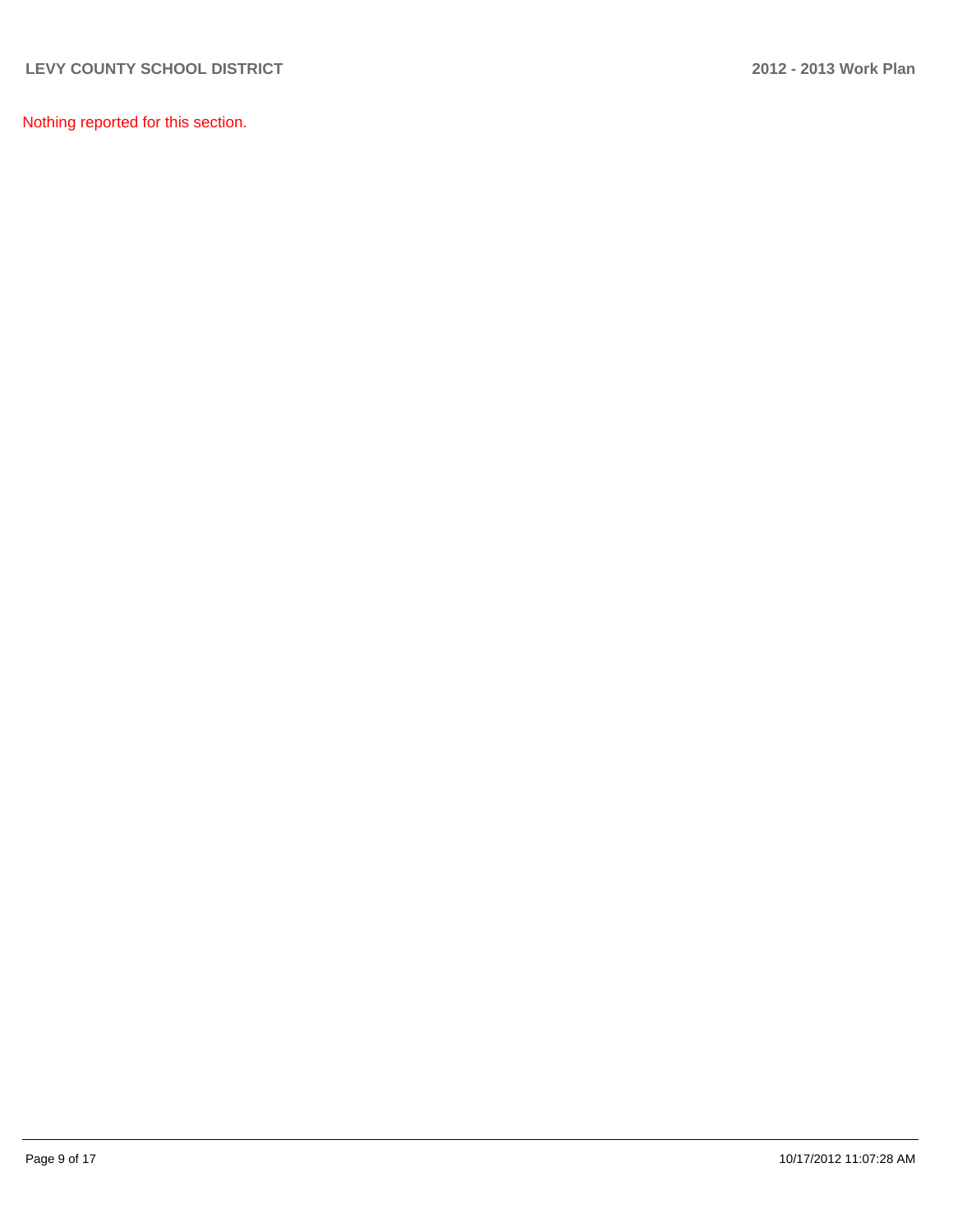Nothing reported for this section.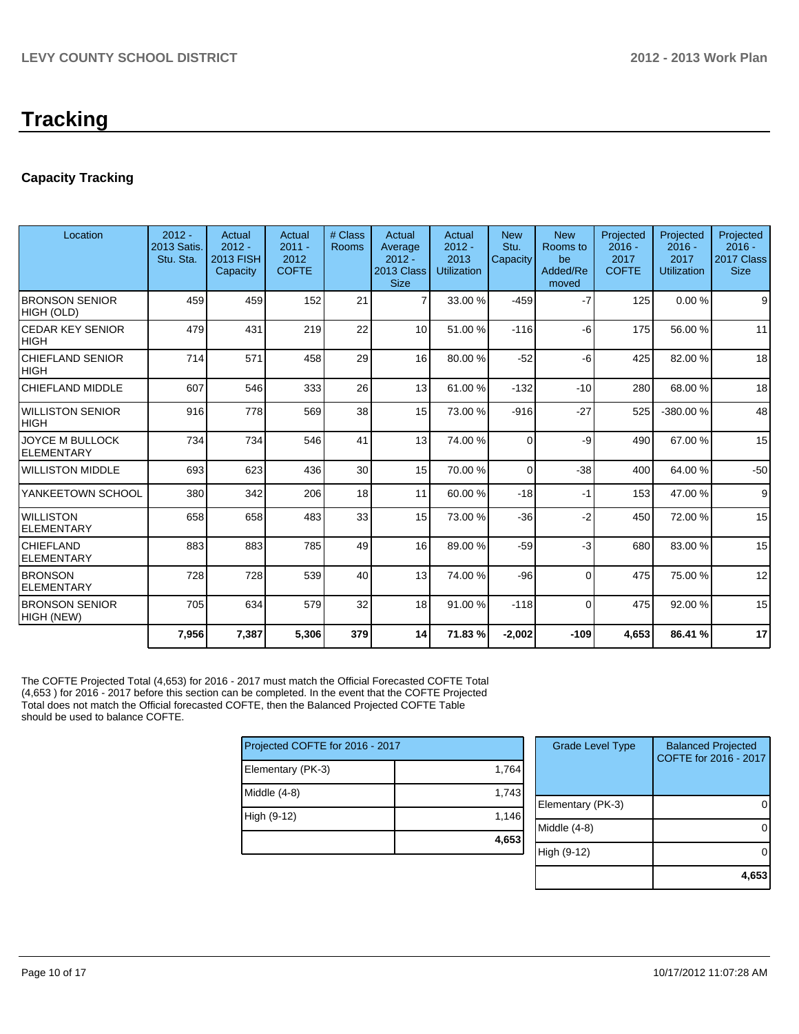# Tracking

## Capacity Tracking

| Location | 2012 - 2013 Satis. Stu. Sta. | Actual 2012 - 2013 FISH Capacity | Actual 2011 - 2012 COFTE | # Class Rooms | Actual Average 2012 - 2013 Class Size | Actual 2012 - 2013 Utilization | New Stu. Capacity | New Rooms to be Added/Removed | Projected 2016 - 2017 COFTE | Projected 2016 - 2017 Utilization | Projected 2016 - 2017 Class Size |
|---|---|---|---|---|---|---|---|---|---|---|---|
| BRONSON SENIOR HIGH (OLD) | 459 | 459 | 152 | 21 | 7 | 33.00 % | -459 | -7 | 125 | 0.00 % | 9 |
| CEDAR KEY SENIOR HIGH | 479 | 431 | 219 | 22 | 10 | 51.00 % | -116 | -6 | 175 | 56.00 % | 11 |
| CHIEFLAND SENIOR HIGH | 714 | 571 | 458 | 29 | 16 | 80.00 % | -52 | -6 | 425 | 82.00 % | 18 |
| CHIEFLAND MIDDLE | 607 | 546 | 333 | 26 | 13 | 61.00 % | -132 | -10 | 280 | 68.00 % | 18 |
| WILLISTON SENIOR HIGH | 916 | 778 | 569 | 38 | 15 | 73.00 % | -916 | -27 | 525 | -380.00 % | 48 |
| JOYCE M BULLOCK ELEMENTARY | 734 | 734 | 546 | 41 | 13 | 74.00 % | 0 | -9 | 490 | 67.00 % | 15 |
| WILLISTON MIDDLE | 693 | 623 | 436 | 30 | 15 | 70.00 % | 0 | -38 | 400 | 64.00 % | -50 |
| YANKEETOWN SCHOOL | 380 | 342 | 206 | 18 | 11 | 60.00 % | -18 | -1 | 153 | 47.00 % | 9 |
| WILLISTON ELEMENTARY | 658 | 658 | 483 | 33 | 15 | 73.00 % | -36 | -2 | 450 | 72.00 % | 15 |
| CHIEFLAND ELEMENTARY | 883 | 883 | 785 | 49 | 16 | 89.00 % | -59 | -3 | 680 | 83.00 % | 15 |
| BRONSON ELEMENTARY | 728 | 728 | 539 | 40 | 13 | 74.00 % | -96 | 0 | 475 | 75.00 % | 12 |
| BRONSON SENIOR HIGH (NEW) | 705 | 634 | 579 | 32 | 18 | 91.00 % | -118 | 0 | 475 | 92.00 % | 15 |
| | **7,956** | **7,387** | **5,306** | **379** | **14** | **71.83 %** | **-2,002** | **-109** | **4,653** | **86.41 %** | **17** |

The COFTE Projected Total (4,653) for 2016 - 2017 must match the Official Forecasted COFTE Total (4,653 ) for 2016 - 2017 before this section can be completed. In the event that the COFTE Projected Total does not match the Official forecasted COFTE, then the Balanced Projected COFTE Table should be used to balance COFTE.

| Projected COFTE for 2016 - 2017 | |
|---|---|
| Elementary (PK-3) | 1,764 |
| Middle (4-8) | 1,743 |
| High (9-12) | 1,146 |
| | **4,653** |

| Grade Level Type | Balanced Projected COFTE for 2016 - 2017 |
|---|---|
| Elementary (PK-3) | 0 |
| Middle (4-8) | 0 |
| High (9-12) | 0 |
| | **4,653** |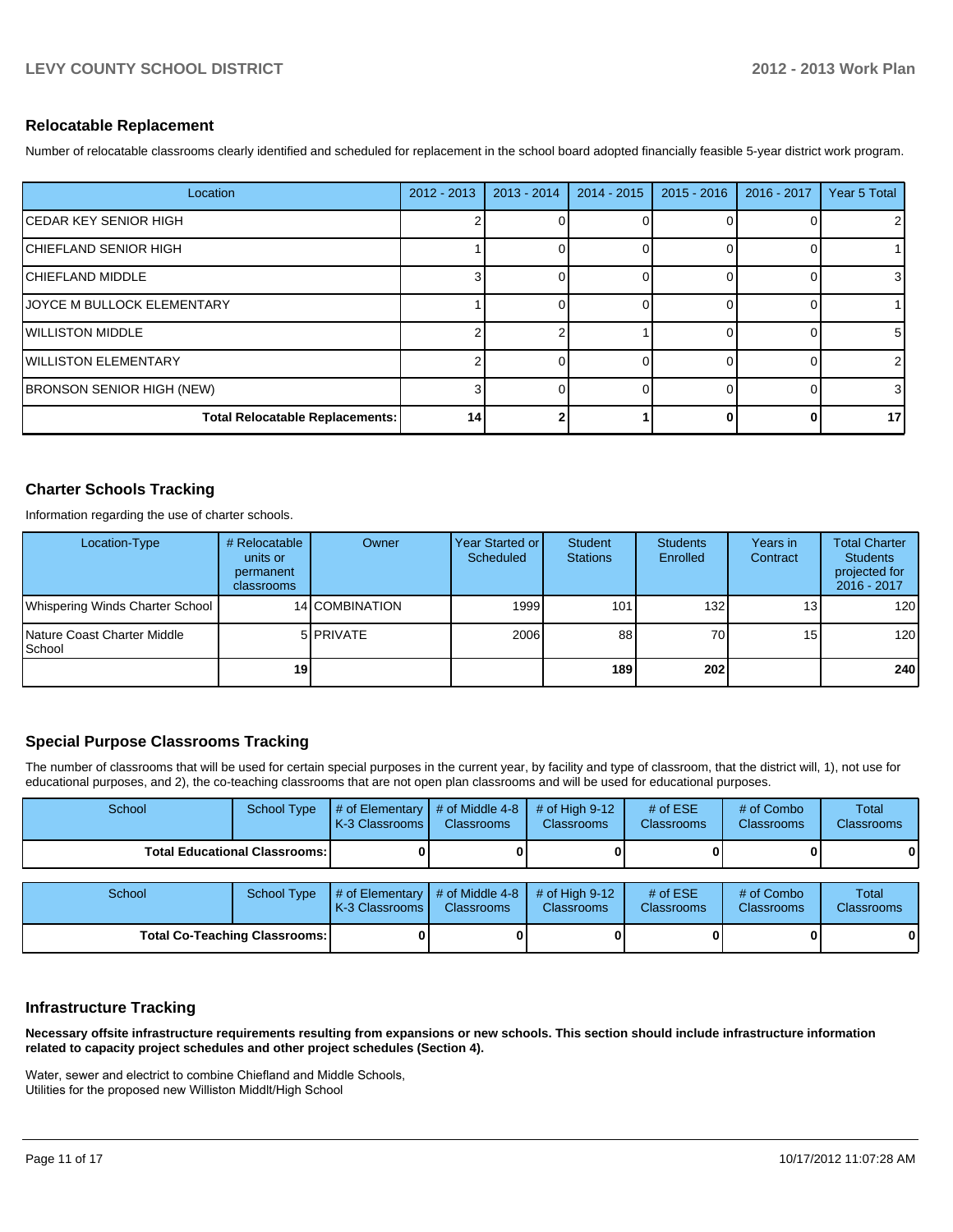## Relocatable Replacement

Number of relocatable classrooms clearly identified and scheduled for replacement in the school board adopted financially feasible 5-year district work program.

| Location | 2012 - 2013 | 2013 - 2014 | 2014 - 2015 | 2015 - 2016 | 2016 - 2017 | Year 5 Total |
|---|---|---|---|---|---|---|
| CEDAR KEY SENIOR HIGH | 2 | 0 | 0 | 0 | 0 | 2 |
| CHIEFLAND SENIOR HIGH | 1 | 0 | 0 | 0 | 0 | 1 |
| CHIEFLAND MIDDLE | 3 | 0 | 0 | 0 | 0 | 3 |
| JOYCE M BULLOCK ELEMENTARY | 1 | 0 | 0 | 0 | 0 | 1 |
| WILLISTON MIDDLE | 2 | 2 | 1 | 0 | 0 | 5 |
| WILLISTON ELEMENTARY | 2 | 0 | 0 | 0 | 0 | 2 |
| BRONSON SENIOR HIGH (NEW) | 3 | 0 | 0 | 0 | 0 | 3 |
| **Total Relocatable Replacements:** | **14** | **2** | **1** | **0** | **0** | **17** |

## Charter Schools Tracking

Information regarding the use of charter schools.

| Location-Type | # Relocatable units or permanent classrooms | Owner | Year Started or Scheduled | Student Stations | Students Enrolled | Years in Contract | Total Charter Students projected for 2016 - 2017 |
|---|---|---|---|---|---|---|---|
| Whispering Winds Charter School | 14 | COMBINATION | 1999 | 101 | 132 | 13 | 120 |
| Nature Coast Charter Middle School | 5 | PRIVATE | 2006 | 88 | 70 | 15 | 120 |
| | **19** | | | **189** | **202** | | **240** |

## Special Purpose Classrooms Tracking

The number of classrooms that will be used for certain special purposes in the current year, by facility and type of classroom, that the district will, 1), not use for educational purposes, and 2), the co-teaching classrooms that are not open plan classrooms and will be used for educational purposes.

| School | School Type | # of Elementary K-3 Classrooms | # of Middle 4-8 Classrooms | # of High 9-12 Classrooms | # of ESE Classrooms | # of Combo Classrooms | Total Classrooms |
|---|---|---|---|---|---|---|---|
| **Total Educational Classrooms:** | | **0** | **0** | **0** | **0** | **0** | **0** |

| School | School Type | # of Elementary K-3 Classrooms | # of Middle 4-8 Classrooms | # of High 9-12 Classrooms | # of ESE Classrooms | # of Combo Classrooms | Total Classrooms |
|---|---|---|---|---|---|---|---|
| **Total Co-Teaching Classrooms:** | | **0** | **0** | **0** | **0** | **0** | **0** |

## Infrastructure Tracking

**Necessary offsite infrastructure requirements resulting from expansions or new schools. This section should include infrastructure information related to capacity project schedules and other project schedules (Section 4).**

Water, sewer and electric to combine Chiefland and Middle Schools,
Utilities for the proposed new Williston Middlt/High School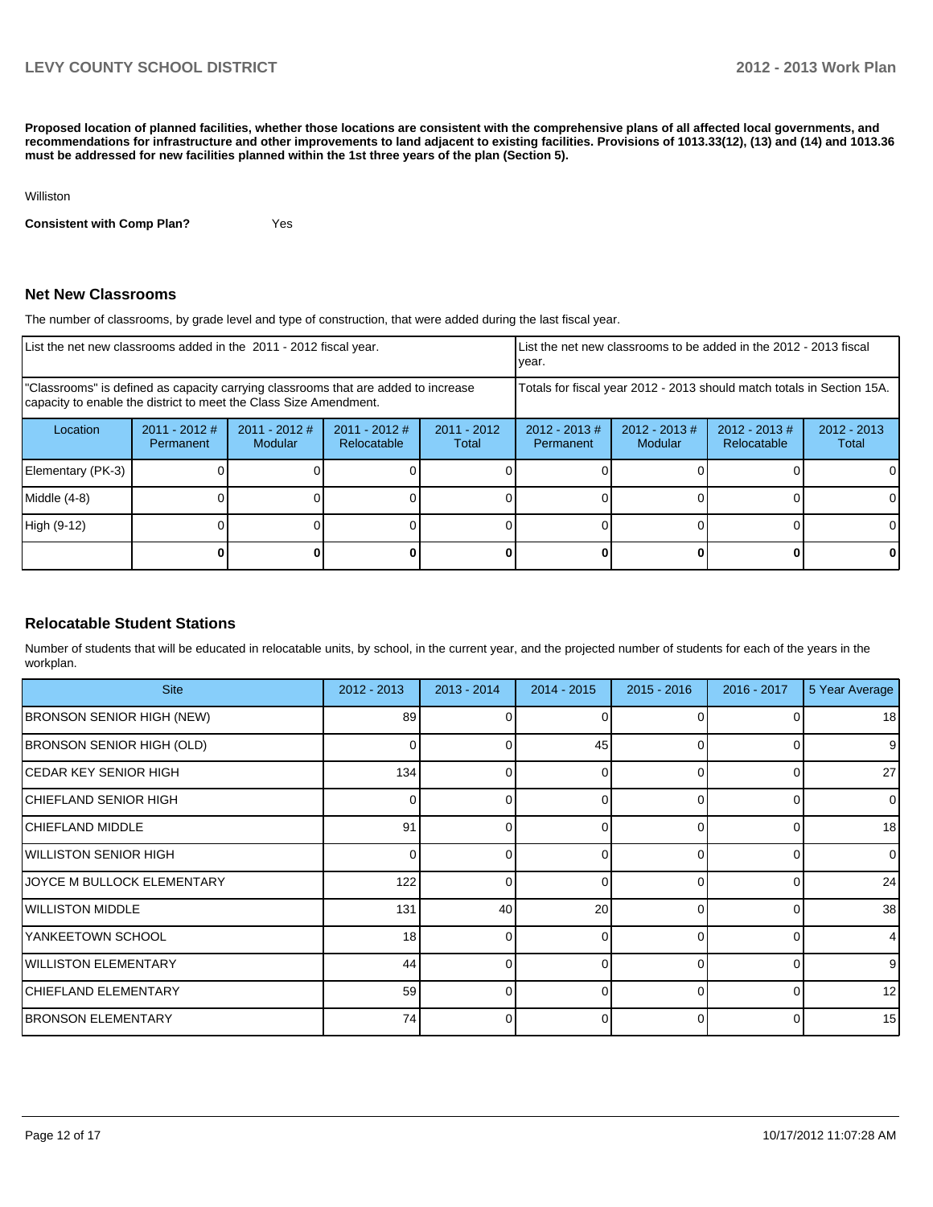**Proposed location of planned facilities, whether those locations are consistent with the comprehensive plans of all affected local governments, and recommendations for infrastructure and other improvements to land adjacent to existing facilities. Provisions of 1013.33(12), (13) and (14) and 1013.36 must be addressed for new facilities planned within the 1st three years of the plan (Section 5).**

Williston

**Consistent with Comp Plan?** Yes

## Net New Classrooms

The number of classrooms, by grade level and type of construction, that were added during the last fiscal year.

| List the net new classrooms added in the 2011 - 2012 fiscal year. | | | | | List the net new classrooms to be added in the 2012 - 2013 fiscal year. | | | |
|---|---|---|---|---|---|---|---|---|
| "Classrooms" is defined as capacity carrying classrooms that are added to increase capacity to enable the district to meet the Class Size Amendment. | | | | | Totals for fiscal year 2012 - 2013 should match totals in Section 15A. | | | |
| Location | 2011 - 2012 # Permanent | 2011 - 2012 # Modular | 2011 - 2012 # Relocatable | 2011 - 2012 Total | 2012 - 2013 # Permanent | 2012 - 2013 # Modular | 2012 - 2013 # Relocatable | 2012 - 2013 Total |
| Elementary (PK-3) | 0 | 0 | 0 | 0 | 0 | 0 | 0 | 0 |
| Middle (4-8) | 0 | 0 | 0 | 0 | 0 | 0 | 0 | 0 |
| High (9-12) | 0 | 0 | 0 | 0 | 0 | 0 | 0 | 0 |
| | **0** | **0** | **0** | **0** | **0** | **0** | **0** | **0** |

## Relocatable Student Stations

Number of students that will be educated in relocatable units, by school, in the current year, and the projected number of students for each of the years in the workplan.

| Site | 2012 - 2013 | 2013 - 2014 | 2014 - 2015 | 2015 - 2016 | 2016 - 2017 | 5 Year Average |
|---|---|---|---|---|---|---|
| BRONSON SENIOR HIGH (NEW) | 89 | 0 | 0 | 0 | 0 | 18 |
| BRONSON SENIOR HIGH (OLD) | 0 | 0 | 45 | 0 | 0 | 9 |
| CEDAR KEY SENIOR HIGH | 134 | 0 | 0 | 0 | 0 | 27 |
| CHIEFLAND SENIOR HIGH | 0 | 0 | 0 | 0 | 0 | 0 |
| CHIEFLAND MIDDLE | 91 | 0 | 0 | 0 | 0 | 18 |
| WILLISTON SENIOR HIGH | 0 | 0 | 0 | 0 | 0 | 0 |
| JOYCE M BULLOCK ELEMENTARY | 122 | 0 | 0 | 0 | 0 | 24 |
| WILLISTON MIDDLE | 131 | 40 | 20 | 0 | 0 | 38 |
| YANKEETOWN SCHOOL | 18 | 0 | 0 | 0 | 0 | 4 |
| WILLISTON ELEMENTARY | 44 | 0 | 0 | 0 | 0 | 9 |
| CHIEFLAND ELEMENTARY | 59 | 0 | 0 | 0 | 0 | 12 |
| BRONSON ELEMENTARY | 74 | 0 | 0 | 0 | 0 | 15 |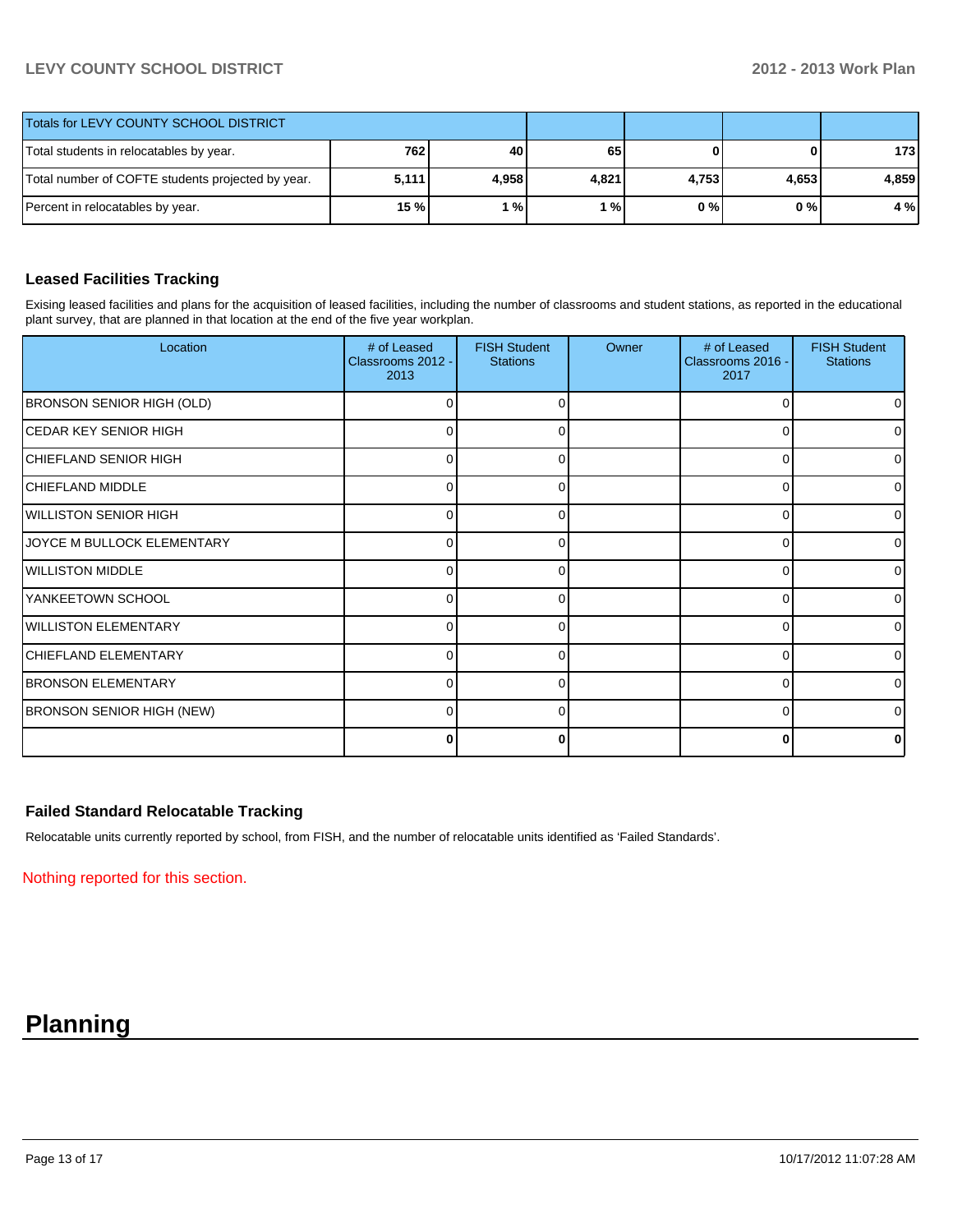| Totals for LEVY COUNTY SCHOOL DISTRICT | | | | | | |
|---|---|---|---|---|---|---|
| Total students in relocatables by year. | 762 | 40 | 65 | 0 | 0 | 173 |
| Total number of COFTE students projected by year. | 5,111 | 4,958 | 4,821 | 4,753 | 4,653 | 4,859 |
| Percent in relocatables by year. | 15 % | 1 % | 1 % | 0 % | 0 % | 4 % |

### Leased Facilities Tracking

Exising leased facilities and plans for the acquisition of leased facilities, including the number of classrooms and student stations, as reported in the educational plant survey, that are planned in that location at the end of the five year workplan.

| Location | # of Leased Classrooms 2012 - 2013 | FISH Student Stations | Owner | # of Leased Classrooms 2016 - 2017 | FISH Student Stations |
|---|---|---|---|---|---|
| BRONSON SENIOR HIGH (OLD) | 0 | 0 | | 0 | 0 |
| CEDAR KEY SENIOR HIGH | 0 | 0 | | 0 | 0 |
| CHIEFLAND SENIOR HIGH | 0 | 0 | | 0 | 0 |
| CHIEFLAND MIDDLE | 0 | 0 | | 0 | 0 |
| WILLISTON SENIOR HIGH | 0 | 0 | | 0 | 0 |
| JOYCE M BULLOCK ELEMENTARY | 0 | 0 | | 0 | 0 |
| WILLISTON MIDDLE | 0 | 0 | | 0 | 0 |
| YANKEETOWN SCHOOL | 0 | 0 | | 0 | 0 |
| WILLISTON ELEMENTARY | 0 | 0 | | 0 | 0 |
| CHIEFLAND ELEMENTARY | 0 | 0 | | 0 | 0 |
| BRONSON ELEMENTARY | 0 | 0 | | 0 | 0 |
| BRONSON SENIOR HIGH (NEW) | 0 | 0 | | 0 | 0 |
| | **0** | **0** | | **0** | **0** |

### Failed Standard Relocatable Tracking

Relocatable units currently reported by school, from FISH, and the number of relocatable units identified as 'Failed Standards'.

Nothing reported for this section.

# Planning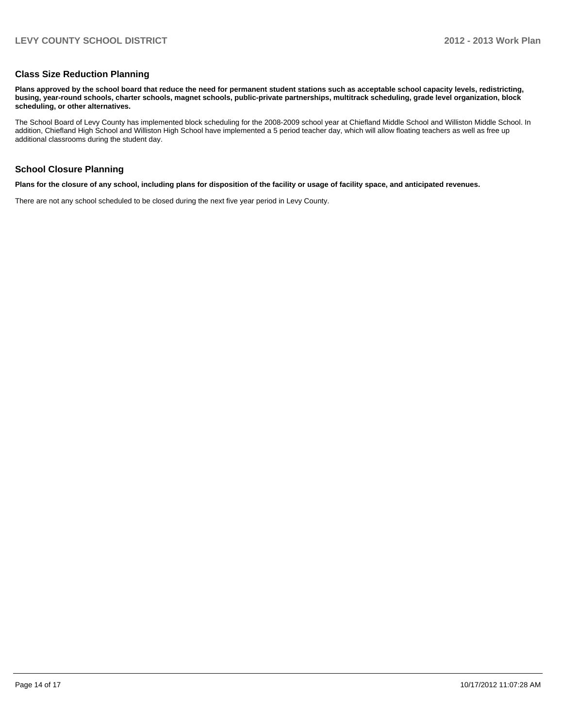## Class Size Reduction Planning

**Plans approved by the school board that reduce the need for permanent student stations such as acceptable school capacity levels, redistricting, busing, year-round schools, charter schools, magnet schools, public-private partnerships, multitrack scheduling, grade level organization, block scheduling, or other alternatives.**

The School Board of Levy County has implemented block scheduling for the 2008-2009 school year at Chiefland Middle School and Williston Middle School. In addition, Chiefland High School and Williston High School have implemented a 5 period teacher day, which will allow floating teachers as well as free up additional classrooms during the student day.

## School Closure Planning

**Plans for the closure of any school, including plans for disposition of the facility or usage of facility space, and anticipated revenues.**

There are not any school scheduled to be closed during the next five year period in Levy County.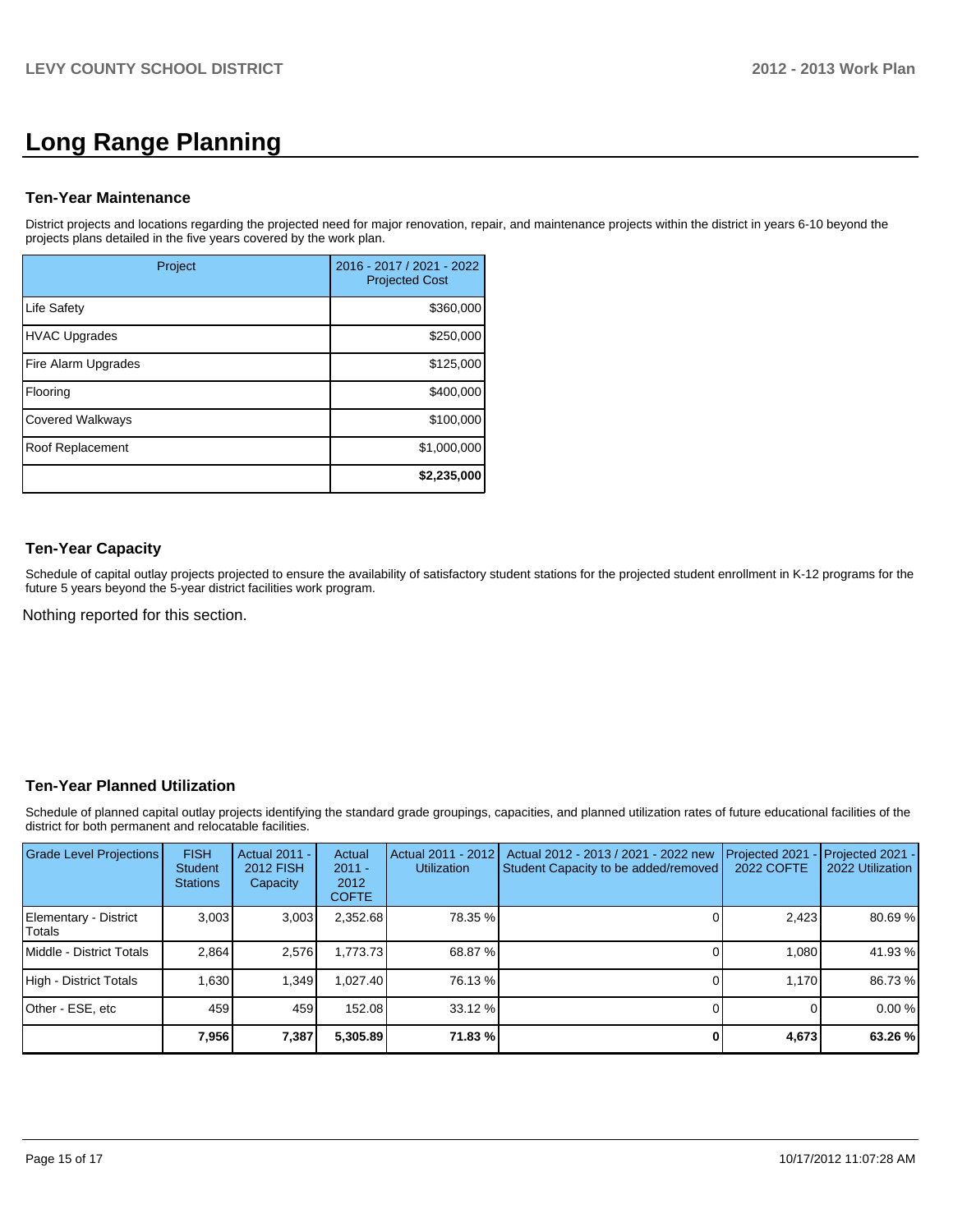# Long Range Planning

### Ten-Year Maintenance

District projects and locations regarding the projected need for major renovation, repair, and maintenance projects within the district in years 6-10 beyond the projects plans detailed in the five years covered by the work plan.

| Project | 2016 - 2017 / 2021 - 2022 Projected Cost |
|---|---|
| Life Safety | $360,000 |
| HVAC Upgrades | $250,000 |
| Fire Alarm Upgrades | $125,000 |
| Flooring | $400,000 |
| Covered Walkways | $100,000 |
| Roof Replacement | $1,000,000 |
| | **$2,235,000** |

### Ten-Year Capacity

Schedule of capital outlay projects projected to ensure the availability of satisfactory student stations for the projected student enrollment in K-12 programs for the future 5 years beyond the 5-year district facilities work program.

Nothing reported for this section.

### Ten-Year Planned Utilization

Schedule of planned capital outlay projects identifying the standard grade groupings, capacities, and planned utilization rates of future educational facilities of the district for both permanent and relocatable facilities.

| Grade Level Projections | FISH Student Stations | Actual 2011 - 2012 FISH Capacity | Actual 2011 - 2012 COFTE | Actual 2011 - 2012 Utilization | Actual 2012 - 2013 / 2021 - 2022 new Student Capacity to be added/removed | Projected 2021 - 2022 COFTE | Projected 2021 - 2022 Utilization |
|---|---|---|---|---|---|---|---|
| Elementary - District Totals | 3,003 | 3,003 | 2,352.68 | 78.35 % | 0 | 2,423 | 80.69 % |
| Middle - District Totals | 2,864 | 2,576 | 1,773.73 | 68.87 % | 0 | 1,080 | 41.93 % |
| High - District Totals | 1,630 | 1,349 | 1,027.40 | 76.13 % | 0 | 1,170 | 86.73 % |
| Other - ESE, etc | 459 | 459 | 152.08 | 33.12 % | 0 | 0 | 0.00 % |
| | **7,956** | **7,387** | **5,305.89** | **71.83 %** | **0** | **4,673** | **63.26 %** |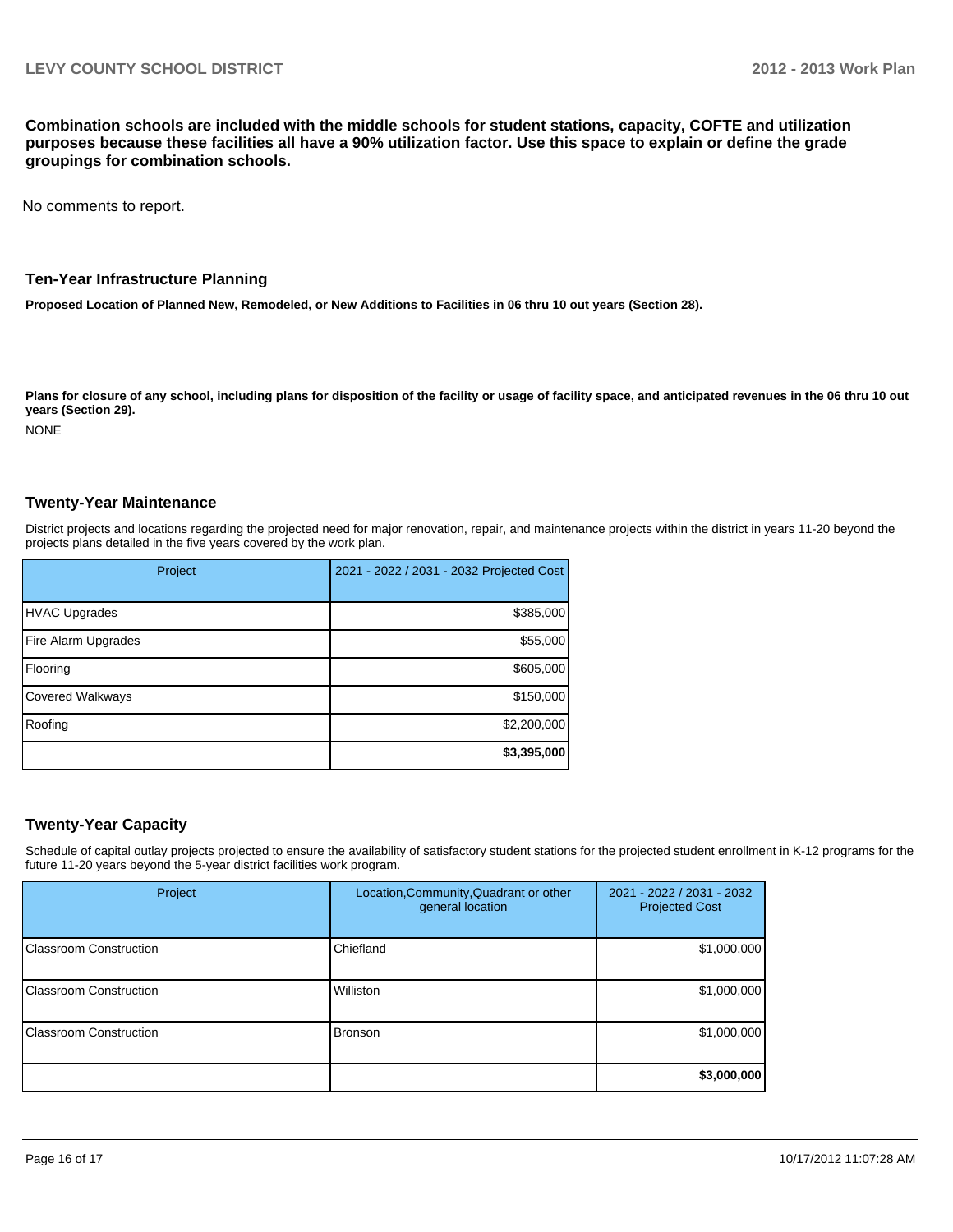**Combination schools are included with the middle schools for student stations, capacity, COFTE and utilization purposes because these facilities all have a 90% utilization factor. Use this space to explain or define the grade groupings for combination schools.**

No comments to report.

## Ten-Year Infrastructure Planning

**Proposed Location of Planned New, Remodeled, or New Additions to Facilities in 06 thru 10 out years (Section 28).**

**Plans for closure of any school, including plans for disposition of the facility or usage of facility space, and anticipated revenues in the 06 thru 10 out years (Section 29).**

NONE

## Twenty-Year Maintenance

District projects and locations regarding the projected need for major renovation, repair, and maintenance projects within the district in years 11-20 beyond the projects plans detailed in the five years covered by the work plan.

| Project | 2021 - 2022 / 2031 - 2032 Projected Cost |
|---|---|
| HVAC Upgrades | $385,000 |
| Fire Alarm Upgrades | $55,000 |
| Flooring | $605,000 |
| Covered Walkways | $150,000 |
| Roofing | $2,200,000 |
| | **$3,395,000** |

## Twenty-Year Capacity

Schedule of capital outlay projects projected to ensure the availability of satisfactory student stations for the projected student enrollment in K-12 programs for the future 11-20 years beyond the 5-year district facilities work program.

| Project | Location,Community,Quadrant or other general location | 2021 - 2022 / 2031 - 2032 Projected Cost |
|---|---|---|
| Classroom Construction | Chiefland | $1,000,000 |
| Classroom Construction | Williston | $1,000,000 |
| Classroom Construction | Bronson | $1,000,000 |
| | | **$3,000,000** |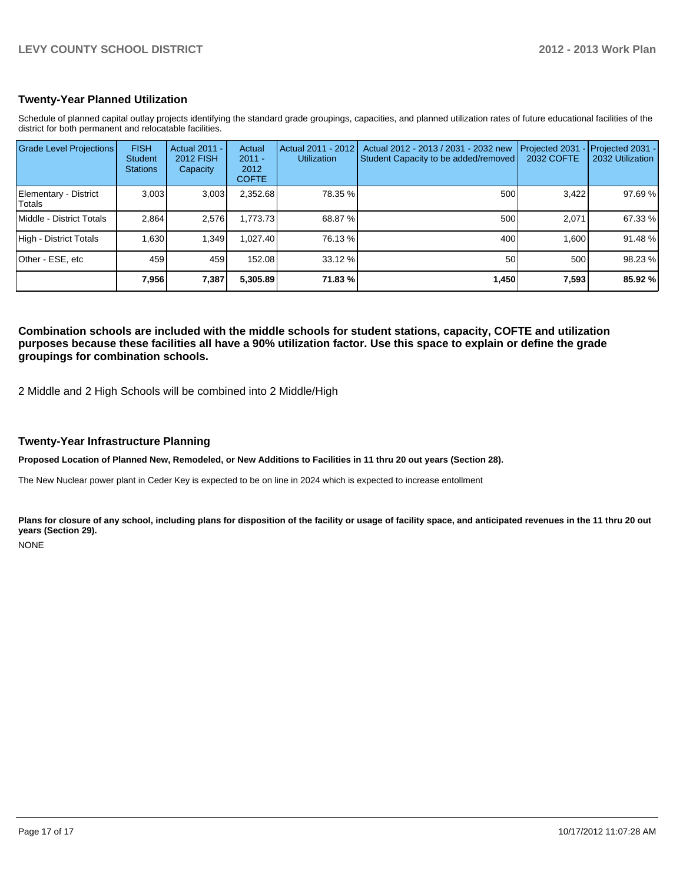## Twenty-Year Planned Utilization

Schedule of planned capital outlay projects identifying the standard grade groupings, capacities, and planned utilization rates of future educational facilities of the district for both permanent and relocatable facilities.

| Grade Level Projections | FISH Student Stations | Actual 2011 - 2012 FISH Capacity | Actual 2011 - 2012 COFTE | Actual 2011 - 2012 Utilization | Actual 2012 - 2013 / 2031 - 2032 new Student Capacity to be added/removed | Projected 2031 - 2032 COFTE | Projected 2031 - 2032 Utilization |
|---|---|---|---|---|---|---|---|
| Elementary - District Totals | 3,003 | 3,003 | 2,352.68 | 78.35 % | 500 | 3,422 | 97.69 % |
| Middle - District Totals | 2,864 | 2,576 | 1,773.73 | 68.87 % | 500 | 2,071 | 67.33 % |
| High - District Totals | 1,630 | 1,349 | 1,027.40 | 76.13 % | 400 | 1,600 | 91.48 % |
| Other - ESE, etc | 459 | 459 | 152.08 | 33.12 % | 50 | 500 | 98.23 % |
| | **7,956** | **7,387** | **5,305.89** | **71.83 %** | **1,450** | **7,593** | **85.92 %** |

**Combination schools are included with the middle schools for student stations, capacity, COFTE and utilization purposes because these facilities all have a 90% utilization factor. Use this space to explain or define the grade groupings for combination schools.**

2 Middle and 2 High Schools will be combined into 2 Middle/High

## Twenty-Year Infrastructure Planning

**Proposed Location of Planned New, Remodeled, or New Additions to Facilities in 11 thru 20 out years (Section 28).**

The New Nuclear power plant in Ceder Key is expected to be on line in 2024 which is expected to increase entollment

**Plans for closure of any school, including plans for disposition of the facility or usage of facility space, and anticipated revenues in the 11 thru 20 out years (Section 29).**

NONE